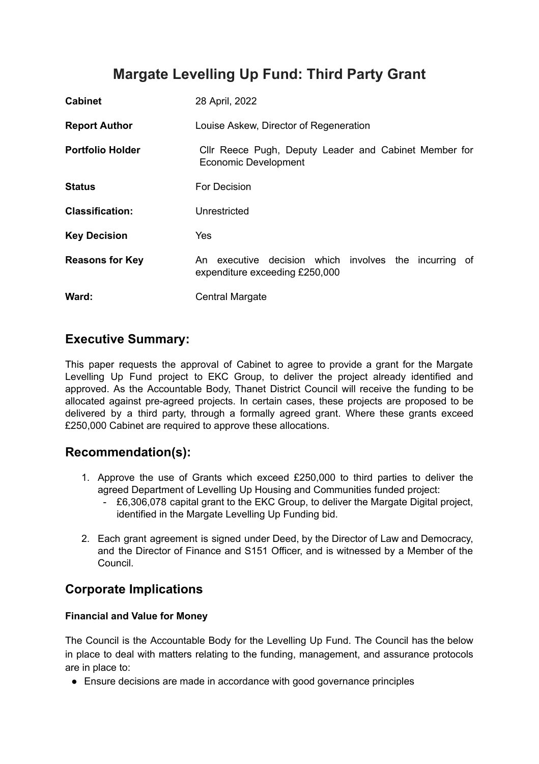# Margate Levelling Up Fund: Third Party Grant

| | |
|---|---|
| **Cabinet** | 28 April, 2022 |
| **Report Author** | Louise Askew, Director of Regeneration |
| **Portfolio Holder** | Cllr Reece Pugh, Deputy Leader and Cabinet Member for Economic Development |
| **Status** | For Decision |
| **Classification:** | Unrestricted |
| **Key Decision** | Yes |
| **Reasons for Key** | An executive decision which involves the incurring of expenditure exceeding £250,000 |
| **Ward:** | Central Margate |

## Executive Summary:

This paper requests the approval of Cabinet to agree to provide a grant for the Margate Levelling Up Fund project to EKC Group, to deliver the project already identified and approved. As the Accountable Body, Thanet District Council will receive the funding to be allocated against pre-agreed projects. In certain cases, these projects are proposed to be delivered by a third party, through a formally agreed grant. Where these grants exceed £250,000 Cabinet are required to approve these allocations.

## Recommendation(s):

1. Approve the use of Grants which exceed £250,000 to third parties to deliver the agreed Department of Levelling Up Housing and Communities funded project:
   - £6,306,078 capital grant to the EKC Group, to deliver the Margate Digital project, identified in the Margate Levelling Up Funding bid.

2. Each grant agreement is signed under Deed, by the Director of Law and Democracy, and the Director of Finance and S151 Officer, and is witnessed by a Member of the Council.

## Corporate Implications

### Financial and Value for Money

The Council is the Accountable Body for the Levelling Up Fund. The Council has the below in place to deal with matters relating to the funding, management, and assurance protocols are in place to:

- Ensure decisions are made in accordance with good governance principles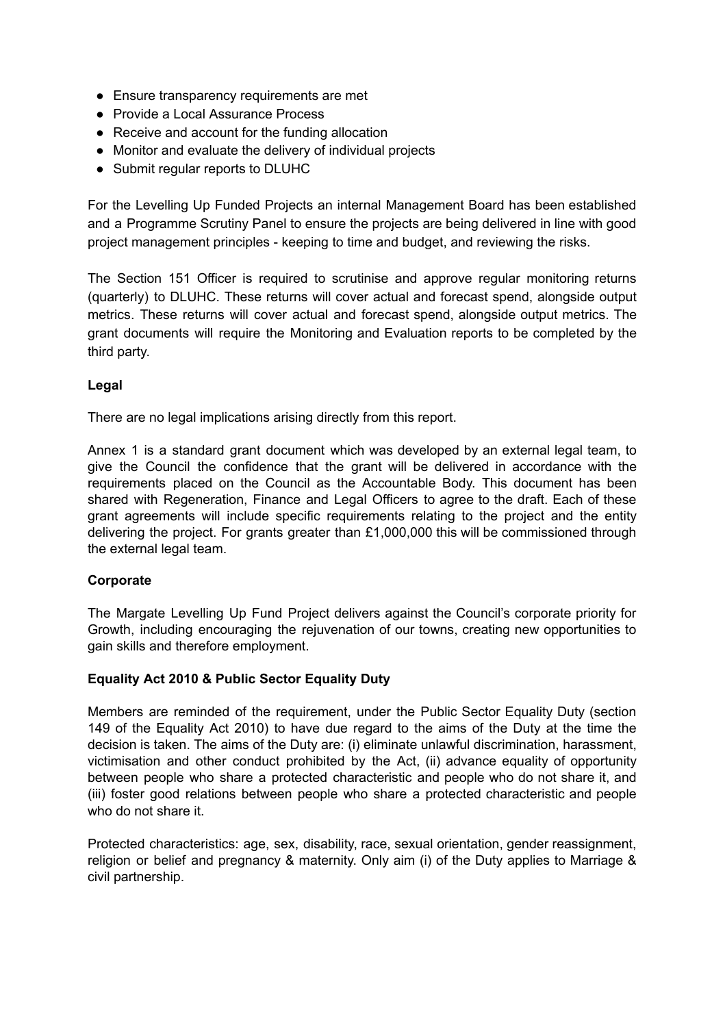- Ensure transparency requirements are met
- Provide a Local Assurance Process
- Receive and account for the funding allocation
- Monitor and evaluate the delivery of individual projects
- Submit regular reports to DLUHC

For the Levelling Up Funded Projects an internal Management Board has been established and a Programme Scrutiny Panel to ensure the projects are being delivered in line with good project management principles - keeping to time and budget, and reviewing the risks.

The Section 151 Officer is required to scrutinise and approve regular monitoring returns (quarterly) to DLUHC. These returns will cover actual and forecast spend, alongside output metrics. These returns will cover actual and forecast spend, alongside output metrics. The grant documents will require the Monitoring and Evaluation reports to be completed by the third party.

**Legal**

There are no legal implications arising directly from this report.

Annex 1 is a standard grant document which was developed by an external legal team, to give the Council the confidence that the grant will be delivered in accordance with the requirements placed on the Council as the Accountable Body. This document has been shared with Regeneration, Finance and Legal Officers to agree to the draft. Each of these grant agreements will include specific requirements relating to the project and the entity delivering the project. For grants greater than £1,000,000 this will be commissioned through the external legal team.

**Corporate**

The Margate Levelling Up Fund Project delivers against the Council's corporate priority for Growth, including encouraging the rejuvenation of our towns, creating new opportunities to gain skills and therefore employment.

**Equality Act 2010 & Public Sector Equality Duty**

Members are reminded of the requirement, under the Public Sector Equality Duty (section 149 of the Equality Act 2010) to have due regard to the aims of the Duty at the time the decision is taken. The aims of the Duty are: (i) eliminate unlawful discrimination, harassment, victimisation and other conduct prohibited by the Act, (ii) advance equality of opportunity between people who share a protected characteristic and people who do not share it, and (iii) foster good relations between people who share a protected characteristic and people who do not share it.

Protected characteristics: age, sex, disability, race, sexual orientation, gender reassignment, religion or belief and pregnancy & maternity. Only aim (i) of the Duty applies to Marriage & civil partnership.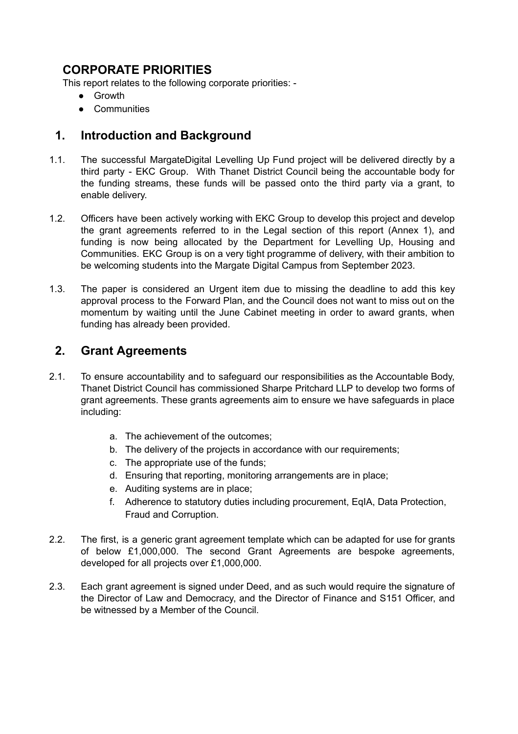## CORPORATE PRIORITIES

This report relates to the following corporate priorities: -

- Growth
- Communities

## 1. Introduction and Background

1.1. The successful MargateDigital Levelling Up Fund project will be delivered directly by a third party - EKC Group. With Thanet District Council being the accountable body for the funding streams, these funds will be passed onto the third party via a grant, to enable delivery.

1.2. Officers have been actively working with EKC Group to develop this project and develop the grant agreements referred to in the Legal section of this report (Annex 1), and funding is now being allocated by the Department for Levelling Up, Housing and Communities. EKC Group is on a very tight programme of delivery, with their ambition to be welcoming students into the Margate Digital Campus from September 2023.

1.3. The paper is considered an Urgent item due to missing the deadline to add this key approval process to the Forward Plan, and the Council does not want to miss out on the momentum by waiting until the June Cabinet meeting in order to award grants, when funding has already been provided.

## 2. Grant Agreements

2.1. To ensure accountability and to safeguard our responsibilities as the Accountable Body, Thanet District Council has commissioned Sharpe Pritchard LLP to develop two forms of grant agreements. These grants agreements aim to ensure we have safeguards in place including:

a. The achievement of the outcomes;
b. The delivery of the projects in accordance with our requirements;
c. The appropriate use of the funds;
d. Ensuring that reporting, monitoring arrangements are in place;
e. Auditing systems are in place;
f. Adherence to statutory duties including procurement, EqIA, Data Protection, Fraud and Corruption.

2.2. The first, is a generic grant agreement template which can be adapted for use for grants of below £1,000,000. The second Grant Agreements are bespoke agreements, developed for all projects over £1,000,000.

2.3. Each grant agreement is signed under Deed, and as such would require the signature of the Director of Law and Democracy, and the Director of Finance and S151 Officer, and be witnessed by a Member of the Council.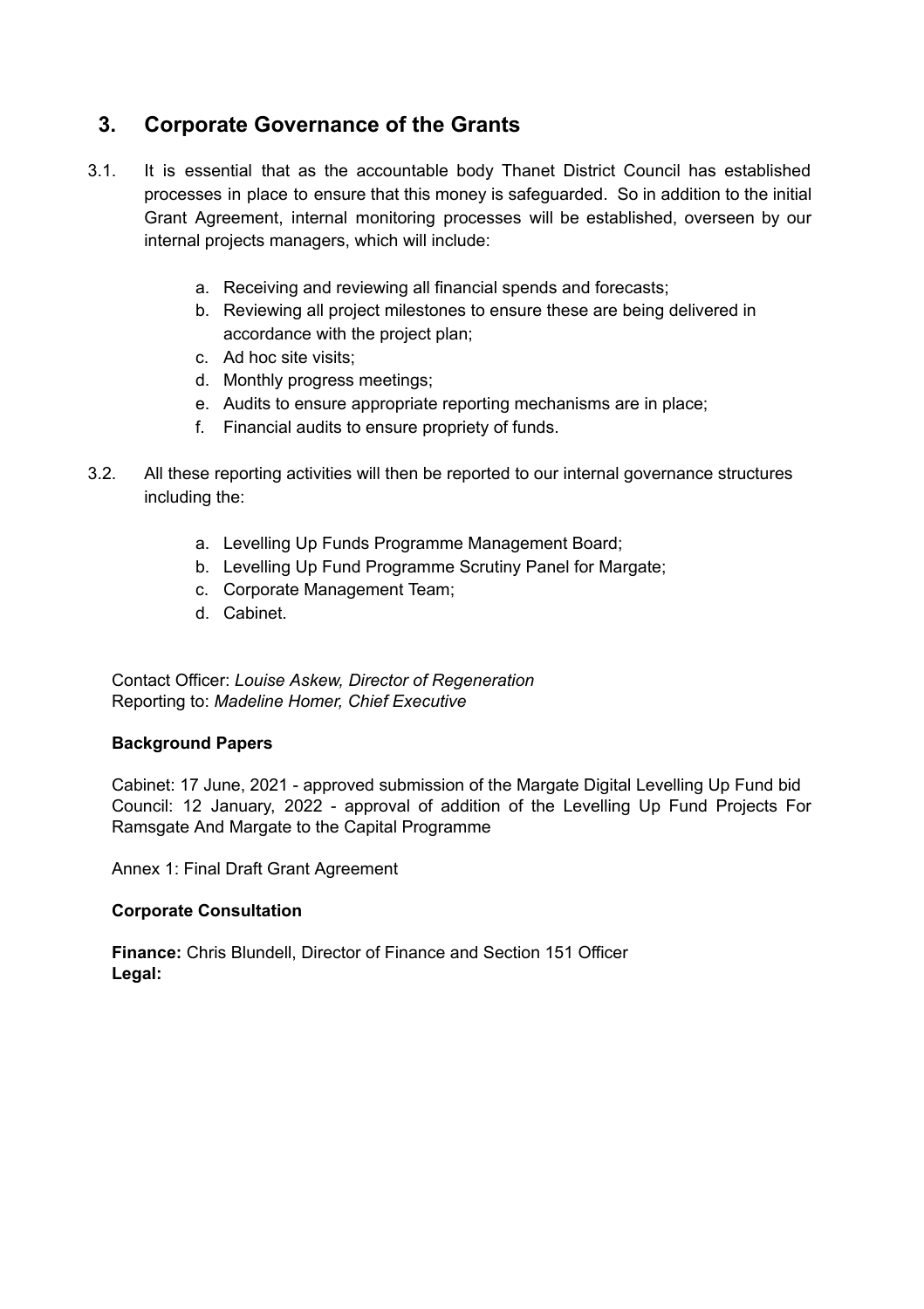## 3. Corporate Governance of the Grants

3.1. It is essential that as the accountable body Thanet District Council has established processes in place to ensure that this money is safeguarded. So in addition to the initial Grant Agreement, internal monitoring processes will be established, overseen by our internal projects managers, which will include:

a. Receiving and reviewing all financial spends and forecasts;
b. Reviewing all project milestones to ensure these are being delivered in accordance with the project plan;
c. Ad hoc site visits;
d. Monthly progress meetings;
e. Audits to ensure appropriate reporting mechanisms are in place;
f. Financial audits to ensure propriety of funds.

3.2. All these reporting activities will then be reported to our internal governance structures including the:

a. Levelling Up Funds Programme Management Board;
b. Levelling Up Fund Programme Scrutiny Panel for Margate;
c. Corporate Management Team;
d. Cabinet.

Contact Officer: *Louise Askew, Director of Regeneration*
Reporting to: *Madeline Homer, Chief Executive*

**Background Papers**

Cabinet: 17 June, 2021 - approved submission of the Margate Digital Levelling Up Fund bid
Council: 12 January, 2022 - approval of addition of the Levelling Up Fund Projects For Ramsgate And Margate to the Capital Programme

Annex 1: Final Draft Grant Agreement

**Corporate Consultation**

**Finance:** Chris Blundell, Director of Finance and Section 151 Officer
**Legal:**